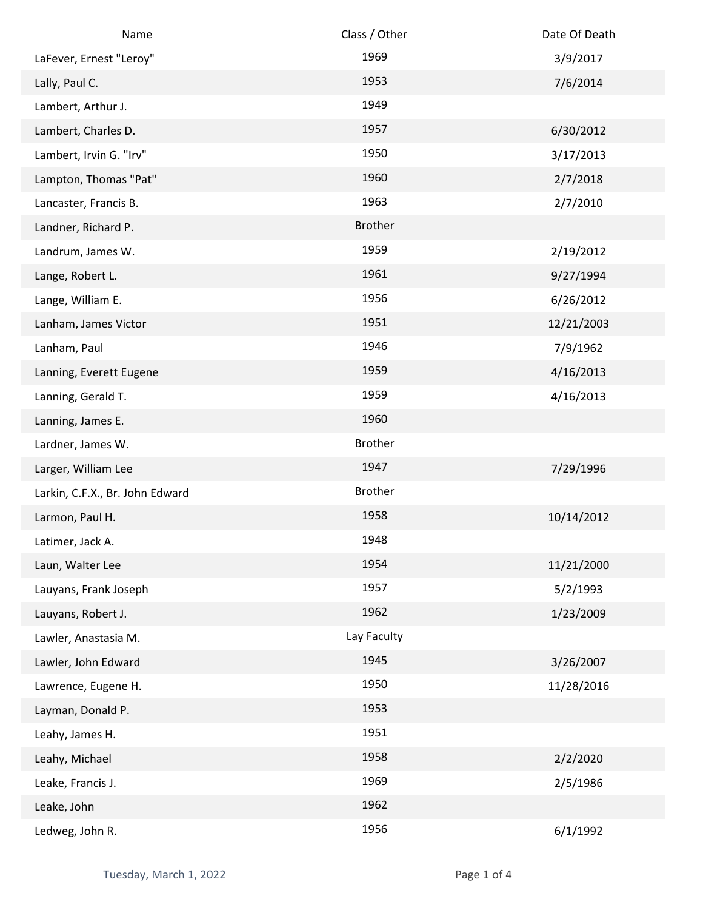| Name | Class / Other | Date Of Death |
| --- | --- | --- |
| LaFever, Ernest "Leroy" | 1969 | 3/9/2017 |
| Lally, Paul C. | 1953 | 7/6/2014 |
| Lambert, Arthur J. | 1949 | |
| Lambert, Charles D. | 1957 | 6/30/2012 |
| Lambert, Irvin G. "Irv" | 1950 | 3/17/2013 |
| Lampton, Thomas "Pat" | 1960 | 2/7/2018 |
| Lancaster, Francis B. | 1963 | 2/7/2010 |
| Landner, Richard P. | Brother | |
| Landrum, James W. | 1959 | 2/19/2012 |
| Lange, Robert L. | 1961 | 9/27/1994 |
| Lange, William E. | 1956 | 6/26/2012 |
| Lanham, James Victor | 1951 | 12/21/2003 |
| Lanham, Paul | 1946 | 7/9/1962 |
| Lanning, Everett Eugene | 1959 | 4/16/2013 |
| Lanning, Gerald T. | 1959 | 4/16/2013 |
| Lanning, James E. | 1960 | |
| Lardner, James W. | Brother | |
| Larger, William Lee | 1947 | 7/29/1996 |
| Larkin, C.F.X., Br. John Edward | Brother | |
| Larmon, Paul H. | 1958 | 10/14/2012 |
| Latimer, Jack A. | 1948 | |
| Laun, Walter Lee | 1954 | 11/21/2000 |
| Lauyans, Frank Joseph | 1957 | 5/2/1993 |
| Lauyans, Robert J. | 1962 | 1/23/2009 |
| Lawler, Anastasia M. | Lay Faculty | |
| Lawler, John Edward | 1945 | 3/26/2007 |
| Lawrence, Eugene H. | 1950 | 11/28/2016 |
| Layman, Donald P. | 1953 | |
| Leahy, James H. | 1951 | |
| Leahy, Michael | 1958 | 2/2/2020 |
| Leake, Francis J. | 1969 | 2/5/1986 |
| Leake, John | 1962 | |
| Ledweg, John R. | 1956 | 6/1/1992 |

Tuesday, March 1, 2022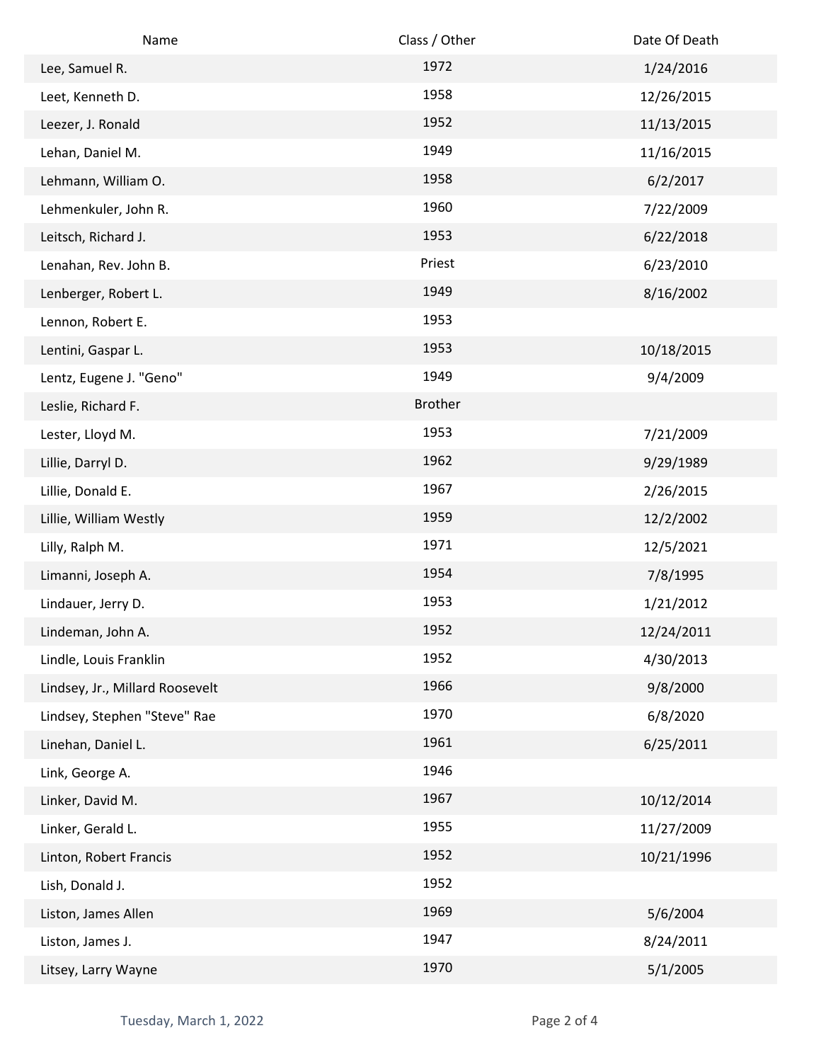| Name | Class / Other | Date Of Death |
|---|---|---|
| Lee, Samuel R. | 1972 | 1/24/2016 |
| Leet, Kenneth D. | 1958 | 12/26/2015 |
| Leezer, J. Ronald | 1952 | 11/13/2015 |
| Lehan, Daniel M. | 1949 | 11/16/2015 |
| Lehmann, William O. | 1958 | 6/2/2017 |
| Lehmenkuler, John R. | 1960 | 7/22/2009 |
| Leitsch, Richard J. | 1953 | 6/22/2018 |
| Lenahan, Rev. John B. | Priest | 6/23/2010 |
| Lenberger, Robert L. | 1949 | 8/16/2002 |
| Lennon, Robert E. | 1953 | |
| Lentini, Gaspar L. | 1953 | 10/18/2015 |
| Lentz, Eugene J. "Geno" | 1949 | 9/4/2009 |
| Leslie, Richard F. | Brother | |
| Lester, Lloyd M. | 1953 | 7/21/2009 |
| Lillie, Darryl D. | 1962 | 9/29/1989 |
| Lillie, Donald E. | 1967 | 2/26/2015 |
| Lillie, William Westly | 1959 | 12/2/2002 |
| Lilly, Ralph M. | 1971 | 12/5/2021 |
| Limanni, Joseph A. | 1954 | 7/8/1995 |
| Lindauer, Jerry D. | 1953 | 1/21/2012 |
| Lindeman, John A. | 1952 | 12/24/2011 |
| Lindle, Louis Franklin | 1952 | 4/30/2013 |
| Lindsey, Jr., Millard Roosevelt | 1966 | 9/8/2000 |
| Lindsey, Stephen "Steve" Rae | 1970 | 6/8/2020 |
| Linehan, Daniel L. | 1961 | 6/25/2011 |
| Link, George A. | 1946 | |
| Linker, David M. | 1967 | 10/12/2014 |
| Linker, Gerald L. | 1955 | 11/27/2009 |
| Linton, Robert Francis | 1952 | 10/21/1996 |
| Lish, Donald J. | 1952 | |
| Liston, James Allen | 1969 | 5/6/2004 |
| Liston, James J. | 1947 | 8/24/2011 |
| Litsey, Larry Wayne | 1970 | 5/1/2005 |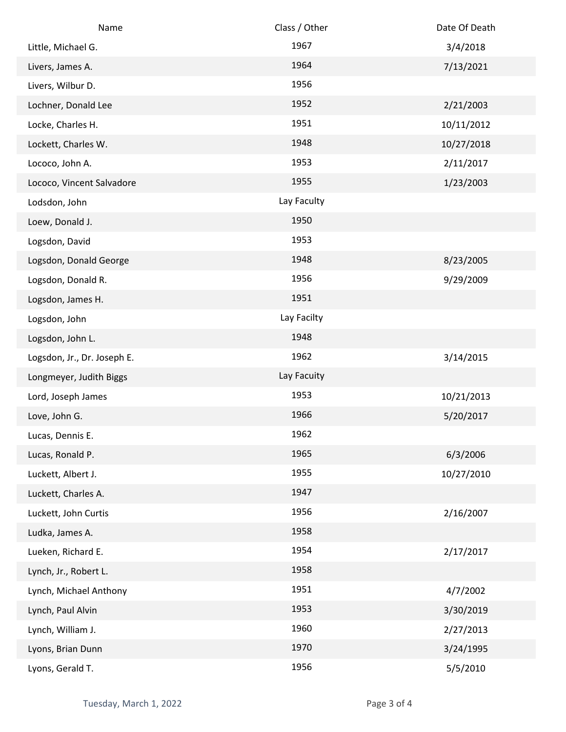| Name | Class / Other | Date Of Death |
|---|---|---|
| Little, Michael G. | 1967 | 3/4/2018 |
| Livers, James A. | 1964 | 7/13/2021 |
| Livers, Wilbur D. | 1956 | |
| Lochner, Donald Lee | 1952 | 2/21/2003 |
| Locke, Charles H. | 1951 | 10/11/2012 |
| Lockett, Charles W. | 1948 | 10/27/2018 |
| Lococo, John A. | 1953 | 2/11/2017 |
| Lococo, Vincent Salvadore | 1955 | 1/23/2003 |
| Lodsdon, John | Lay Faculty | |
| Loew, Donald J. | 1950 | |
| Logsdon, David | 1953 | |
| Logsdon, Donald George | 1948 | 8/23/2005 |
| Logsdon, Donald R. | 1956 | 9/29/2009 |
| Logsdon, James H. | 1951 | |
| Logsdon, John | Lay Facilty | |
| Logsdon, John L. | 1948 | |
| Logsdon, Jr., Dr. Joseph E. | 1962 | 3/14/2015 |
| Longmeyer, Judith Biggs | Lay Facuity | |
| Lord, Joseph James | 1953 | 10/21/2013 |
| Love, John G. | 1966 | 5/20/2017 |
| Lucas, Dennis E. | 1962 | |
| Lucas, Ronald P. | 1965 | 6/3/2006 |
| Luckett, Albert J. | 1955 | 10/27/2010 |
| Luckett, Charles A. | 1947 | |
| Luckett, John Curtis | 1956 | 2/16/2007 |
| Ludka, James A. | 1958 | |
| Lueken, Richard E. | 1954 | 2/17/2017 |
| Lynch, Jr., Robert L. | 1958 | |
| Lynch, Michael Anthony | 1951 | 4/7/2002 |
| Lynch, Paul Alvin | 1953 | 3/30/2019 |
| Lynch, William J. | 1960 | 2/27/2013 |
| Lyons, Brian Dunn | 1970 | 3/24/1995 |
| Lyons, Gerald T. | 1956 | 5/5/2010 |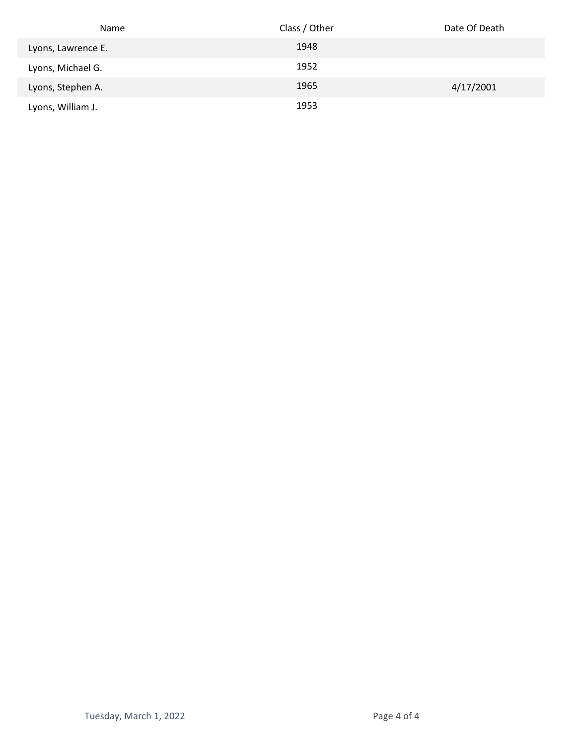| Name | Class / Other | Date Of Death |
| --- | --- | --- |
| Lyons, Lawrence E. | 1948 | |
| Lyons, Michael G. | 1952 | |
| Lyons, Stephen A. | 1965 | 4/17/2001 |
| Lyons, William J. | 1953 | |

Tuesday, March 1, 2022